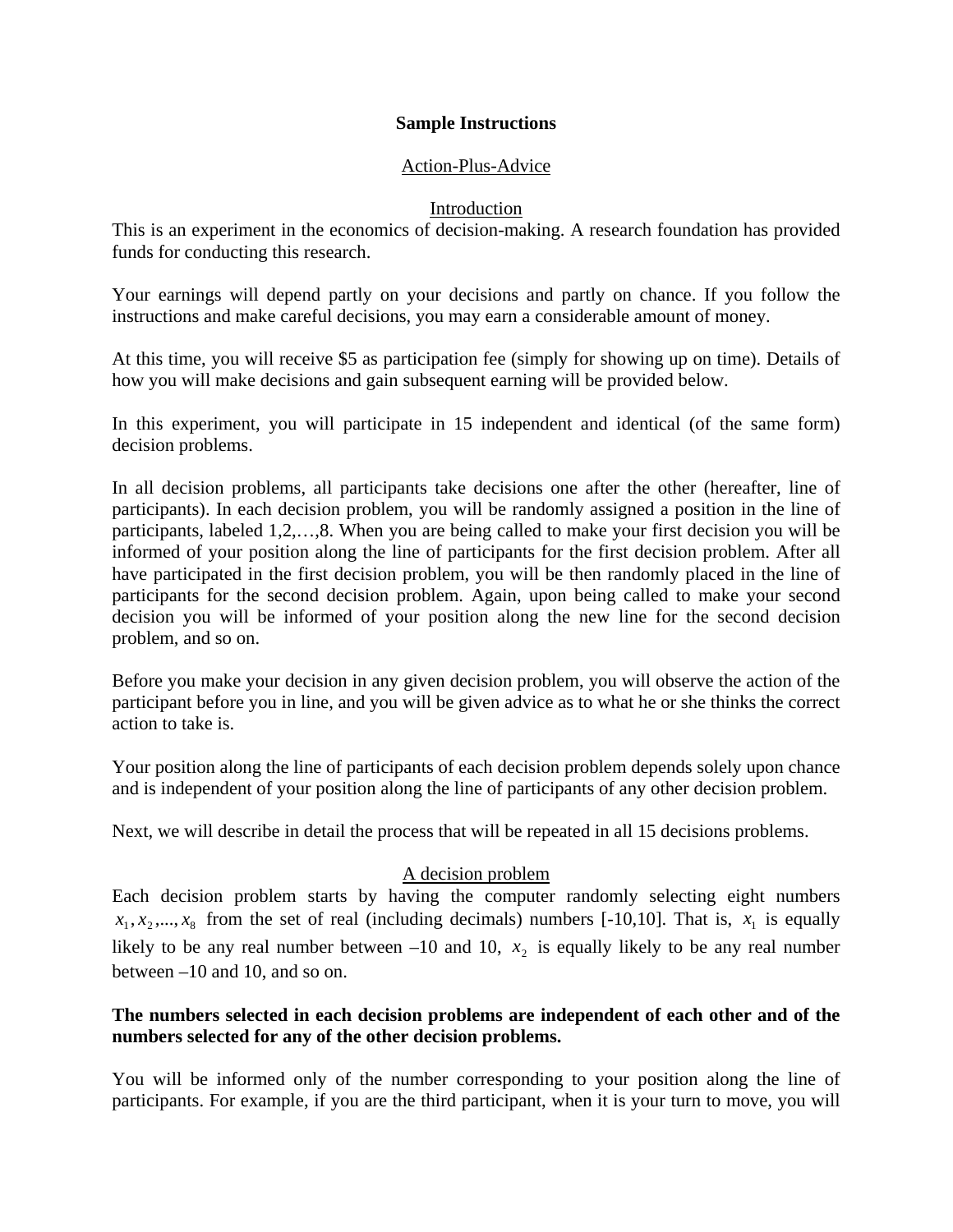**Sample Instructions**

Action-Plus-Advice

Introduction

This is an experiment in the economics of decision-making. A research foundation has provided funds for conducting this research.

Your earnings will depend partly on your decisions and partly on chance. If you follow the instructions and make careful decisions, you may earn a considerable amount of money.

At this time, you will receive $5 as participation fee (simply for showing up on time). Details of how you will make decisions and gain subsequent earning will be provided below.

In this experiment, you will participate in 15 independent and identical (of the same form) decision problems.

In all decision problems, all participants take decisions one after the other (hereafter, line of participants). In each decision problem, you will be randomly assigned a position in the line of participants, labeled 1,2,…,8. When you are being called to make your first decision you will be informed of your position along the line of participants for the first decision problem. After all have participated in the first decision problem, you will be then randomly placed in the line of participants for the second decision problem. Again, upon being called to make your second decision you will be informed of your position along the new line for the second decision problem, and so on.

Before you make your decision in any given decision problem, you will observe the action of the participant before you in line, and you will be given advice as to what he or she thinks the correct action to take is.

Your position along the line of participants of each decision problem depends solely upon chance and is independent of your position along the line of participants of any other decision problem.

Next, we will describe in detail the process that will be repeated in all 15 decisions problems.

A decision problem

Each decision problem starts by having the computer randomly selecting eight numbers $x_1, x_2, ..., x_8$ from the set of real (including decimals) numbers [-10,10]. That is, $x_1$ is equally likely to be any real number between –10 and 10, $x_2$ is equally likely to be any real number between –10 and 10, and so on.

**The numbers selected in each decision problems are independent of each other and of the numbers selected for any of the other decision problems.**

You will be informed only of the number corresponding to your position along the line of participants. For example, if you are the third participant, when it is your turn to move, you will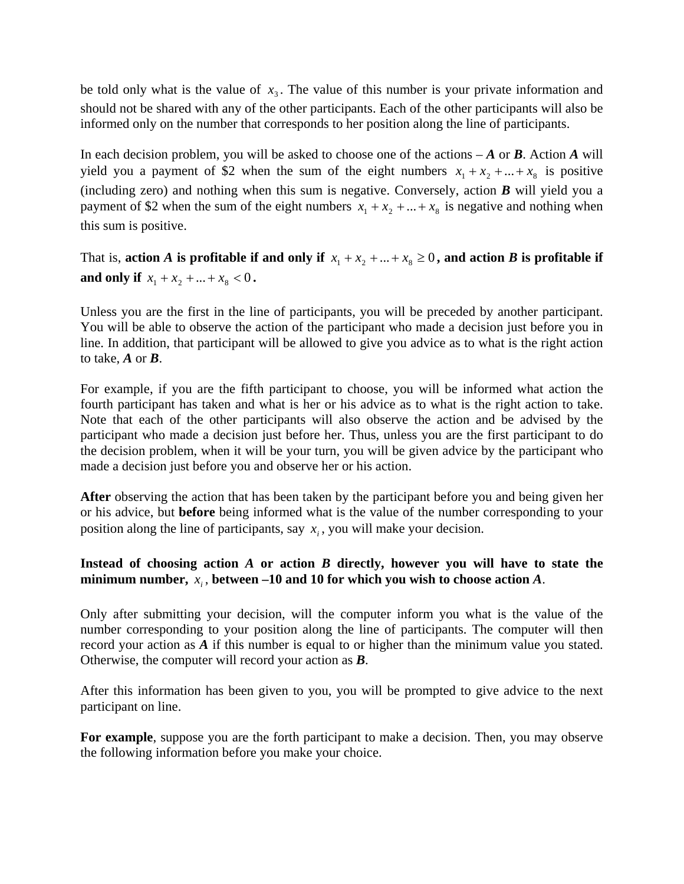be told only what is the value of $x_3$. The value of this number is your private information and should not be shared with any of the other participants. Each of the other participants will also be informed only on the number that corresponds to her position along the line of participants.

In each decision problem, you will be asked to choose one of the actions – ***A*** or ***B***. Action ***A*** will yield you a payment of $2 when the sum of the eight numbers $x_1 + x_2 + ... + x_8$ is positive (including zero) and nothing when this sum is negative. Conversely, action ***B*** will yield you a payment of $2 when the sum of the eight numbers $x_1 + x_2 + ... + x_8$ is negative and nothing when this sum is positive.

That is, **action *A* is profitable if and only if $x_1 + x_2 + ... + x_8 \geq 0$, and action *B* is profitable if and only if $x_1 + x_2 + ... + x_8 < 0$.**

Unless you are the first in the line of participants, you will be preceded by another participant. You will be able to observe the action of the participant who made a decision just before you in line. In addition, that participant will be allowed to give you advice as to what is the right action to take, ***A*** or ***B***.

For example, if you are the fifth participant to choose, you will be informed what action the fourth participant has taken and what is her or his advice as to what is the right action to take. Note that each of the other participants will also observe the action and be advised by the participant who made a decision just before her. Thus, unless you are the first participant to do the decision problem, when it will be your turn, you will be given advice by the participant who made a decision just before you and observe her or his action.

**After** observing the action that has been taken by the participant before you and being given her or his advice, but **before** being informed what is the value of the number corresponding to your position along the line of participants, say $x_i$, you will make your decision.

**Instead of choosing action *A* or action *B* directly, however you will have to state the minimum number, $x_i$, between –10 and 10 for which you wish to choose action *A*.**

Only after submitting your decision, will the computer inform you what is the value of the number corresponding to your position along the line of participants. The computer will then record your action as ***A*** if this number is equal to or higher than the minimum value you stated. Otherwise, the computer will record your action as ***B***.

After this information has been given to you, you will be prompted to give advice to the next participant on line.

**For example**, suppose you are the forth participant to make a decision. Then, you may observe the following information before you make your choice.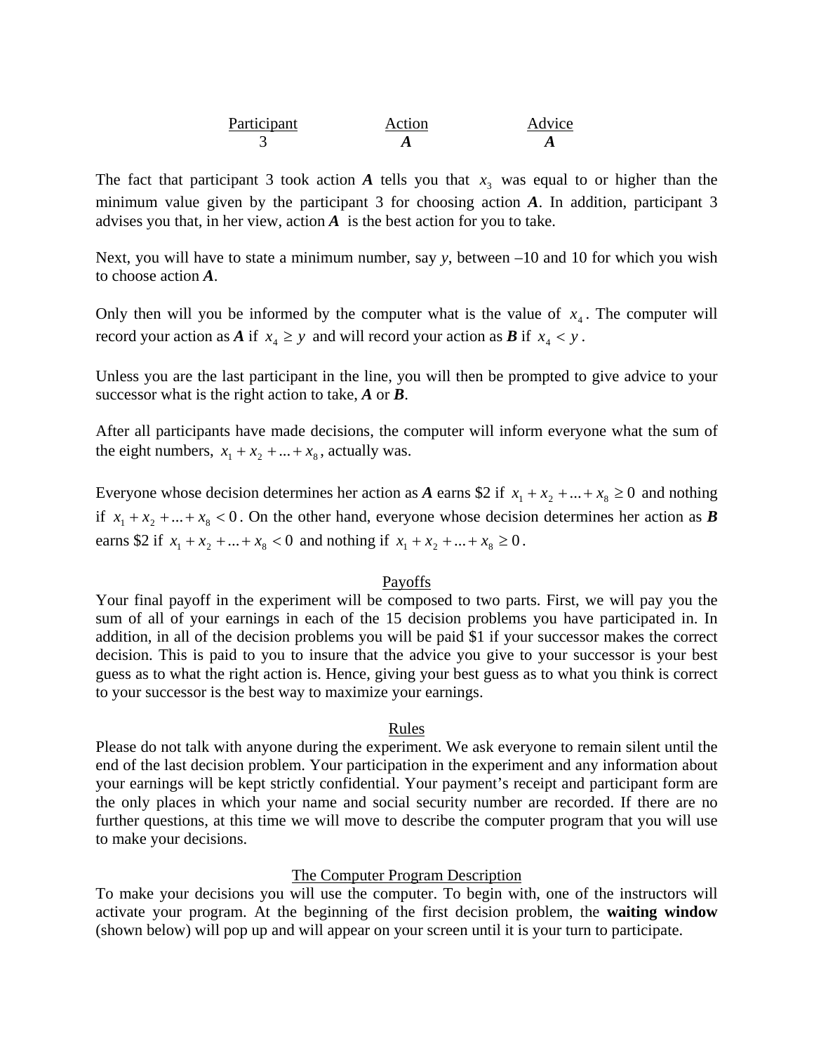| Participant | Action | Advice |
|---|---|---|
| 3 | ***A*** | ***A*** |

The fact that participant 3 took action ***A*** tells you that $x_3$ was equal to or higher than the minimum value given by the participant 3 for choosing action ***A***. In addition, participant 3 advises you that, in her view, action ***A*** is the best action for you to take.

Next, you will have to state a minimum number, say *y*, between –10 and 10 for which you wish to choose action ***A***.

Only then will you be informed by the computer what is the value of $x_4$. The computer will record your action as ***A*** if $x_4 \geq y$ and will record your action as ***B*** if $x_4 < y$.

Unless you are the last participant in the line, you will then be prompted to give advice to your successor what is the right action to take, ***A*** or ***B***.

After all participants have made decisions, the computer will inform everyone what the sum of the eight numbers, $x_1 + x_2 + ... + x_8$, actually was.

Everyone whose decision determines her action as ***A*** earns \$2 if $x_1 + x_2 + ... + x_8 \geq 0$ and nothing if $x_1 + x_2 + ... + x_8 < 0$. On the other hand, everyone whose decision determines her action as ***B*** earns \$2 if $x_1 + x_2 + ... + x_8 < 0$ and nothing if $x_1 + x_2 + ... + x_8 \geq 0$.

## Payoffs

Your final payoff in the experiment will be composed to two parts. First, we will pay you the sum of all of your earnings in each of the 15 decision problems you have participated in. In addition, in all of the decision problems you will be paid \$1 if your successor makes the correct decision. This is paid to you to insure that the advice you give to your successor is your best guess as to what the right action is. Hence, giving your best guess as to what you think is correct to your successor is the best way to maximize your earnings.

## Rules

Please do not talk with anyone during the experiment. We ask everyone to remain silent until the end of the last decision problem. Your participation in the experiment and any information about your earnings will be kept strictly confidential. Your payment's receipt and participant form are the only places in which your name and social security number are recorded. If there are no further questions, at this time we will move to describe the computer program that you will use to make your decisions.

## The Computer Program Description

To make your decisions you will use the computer. To begin with, one of the instructors will activate your program. At the beginning of the first decision problem, the **waiting window** (shown below) will pop up and will appear on your screen until it is your turn to participate.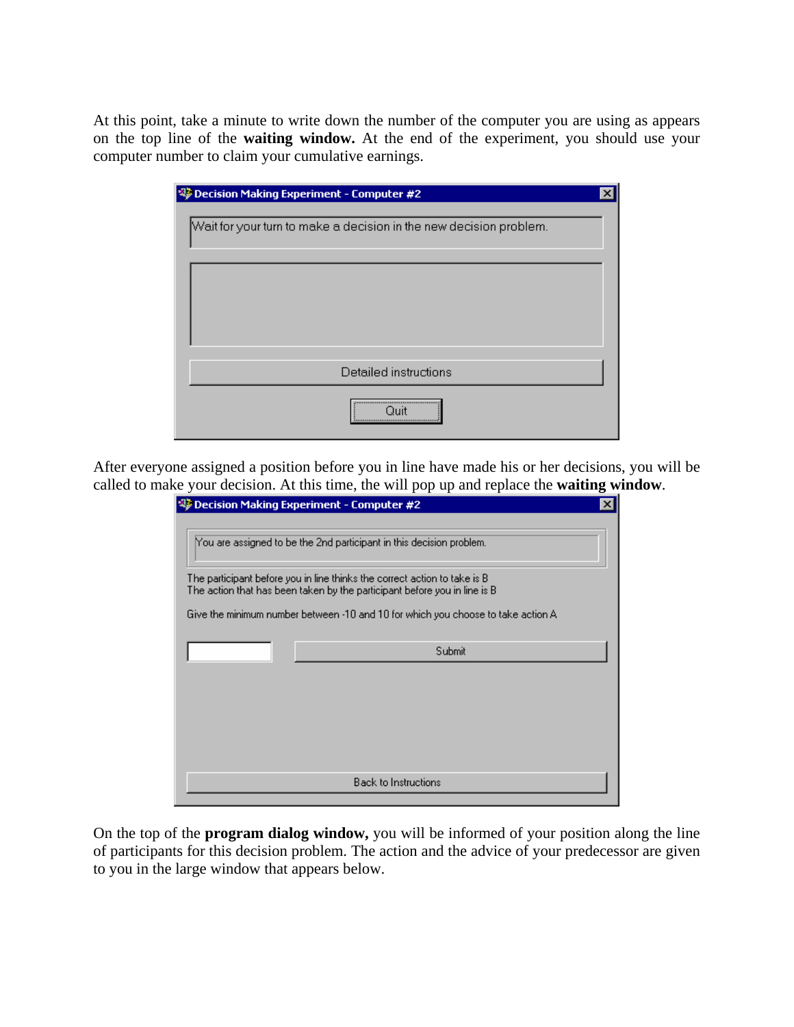At this point, take a minute to write down the number of the computer you are using as appears on the top line of the **waiting window.** At the end of the experiment, you should use your computer number to claim your cumulative earnings.

```
Decision Making Experiment - Computer #2

Wait for your turn to make a decision in the new decision problem.

Detailed instructions

Quit
```

After everyone assigned a position before you in line have made his or her decisions, you will be called to make your decision. At this time, the will pop up and replace the **waiting window**.

```
Decision Making Experiment - Computer #2

You are assigned to be the 2nd participant in this decision problem.

The participant before you in line thinks the correct action to take is B
The action that has been taken by the participant before you in line is B

Give the minimum number between -10 and 10 for which you choose to take action A

Submit

Back to Instructions
```

On the top of the **program dialog window,** you will be informed of your position along the line of participants for this decision problem. The action and the advice of your predecessor are given to you in the large window that appears below.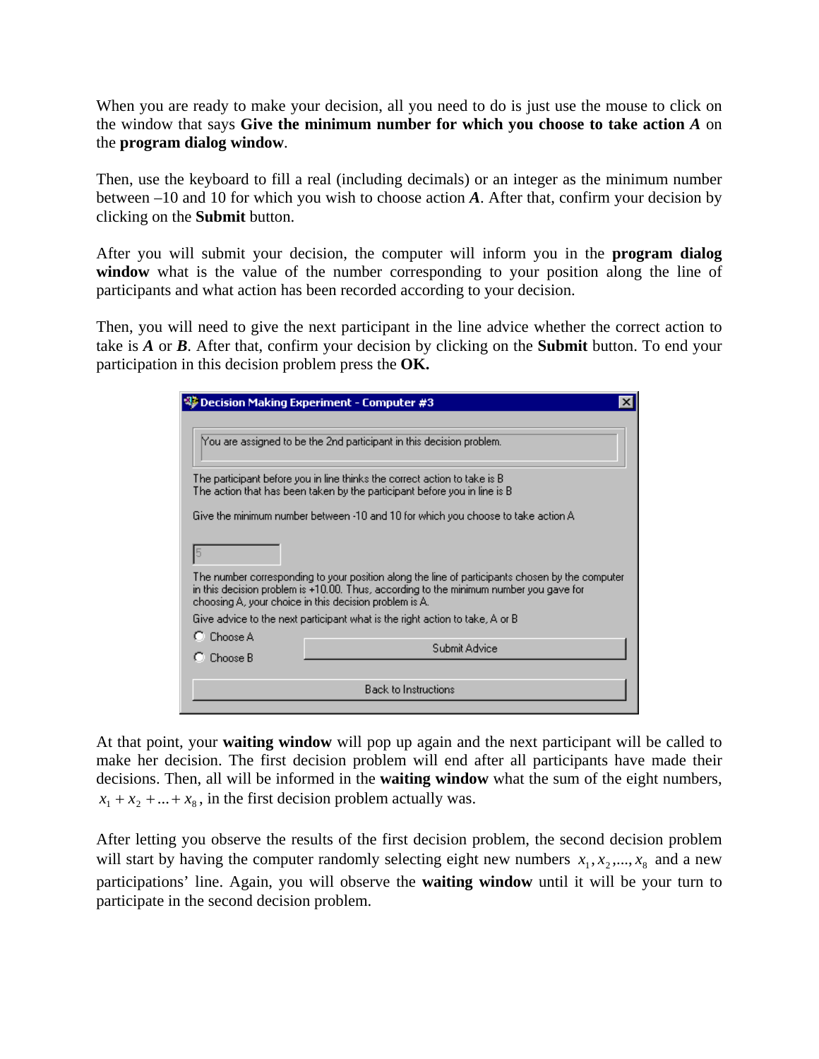When you are ready to make your decision, all you need to do is just use the mouse to click on the window that says **Give the minimum number for which you choose to take action *A*** on the **program dialog window**.

Then, use the keyboard to fill a real (including decimals) or an integer as the minimum number between –10 and 10 for which you wish to choose action ***A***. After that, confirm your decision by clicking on the **Submit** button.

After you will submit your decision, the computer will inform you in the **program dialog window** what is the value of the number corresponding to your position along the line of participants and what action has been recorded according to your decision.

Then, you will need to give the next participant in the line advice whether the correct action to take is ***A*** or ***B***. After that, confirm your decision by clicking on the **Submit** button. To end your participation in this decision problem press the **OK.**

**Decision Making Experiment - Computer #3**

You are assigned to be the 2nd participant in this decision problem.

The participant before you in line thinks the correct action to take is B
The action that has been taken by the participant before you in line is B

Give the minimum number between -10 and 10 for which you choose to take action A

5

The number corresponding to your position along the line of participants chosen by the computer in this decision problem is +10.00. Thus, according to the minimum number you gave for choosing A, your choice in this decision problem is A.

Give advice to the next participant what is the right action to take, A or B

- Choose A
- Choose B

Submit Advice

Back to Instructions

At that point, your **waiting window** will pop up again and the next participant will be called to make her decision. The first decision problem will end after all participants have made their decisions. Then, all will be informed in the **waiting window** what the sum of the eight numbers, $x_1 + x_2 + ... + x_8$, in the first decision problem actually was.

After letting you observe the results of the first decision problem, the second decision problem will start by having the computer randomly selecting eight new numbers $x_1, x_2, ..., x_8$ and a new participations' line. Again, you will observe the **waiting window** until it will be your turn to participate in the second decision problem.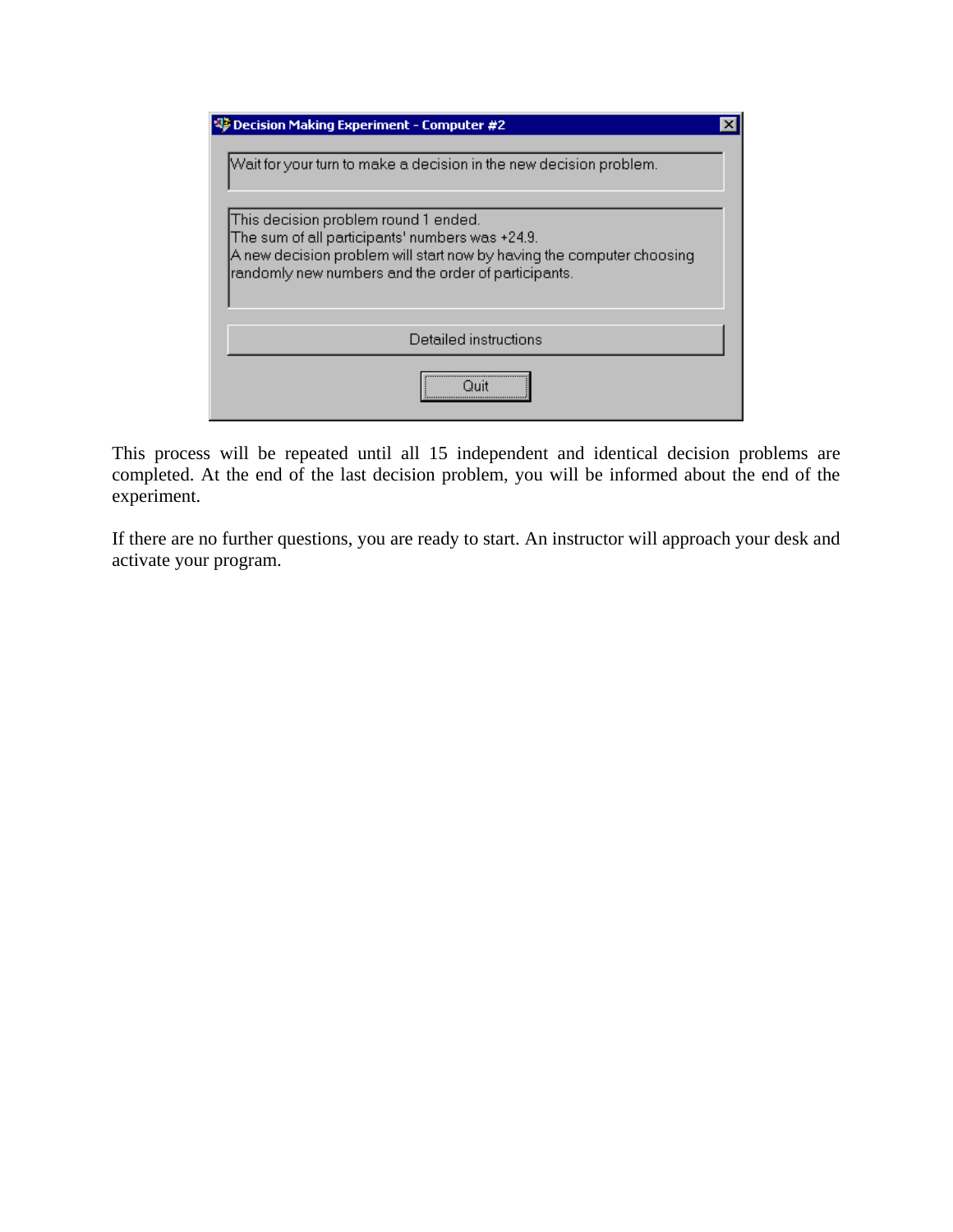Decision Making Experiment - Computer #2

Wait for your turn to make a decision in the new decision problem.

This decision problem round 1 ended.
The sum of all participants' numbers was +24.9.
A new decision problem will start now by having the computer choosing randomly new numbers and the order of participants.

Detailed instructions

Quit

This process will be repeated until all 15 independent and identical decision problems are completed. At the end of the last decision problem, you will be informed about the end of the experiment.

If there are no further questions, you are ready to start. An instructor will approach your desk and activate your program.